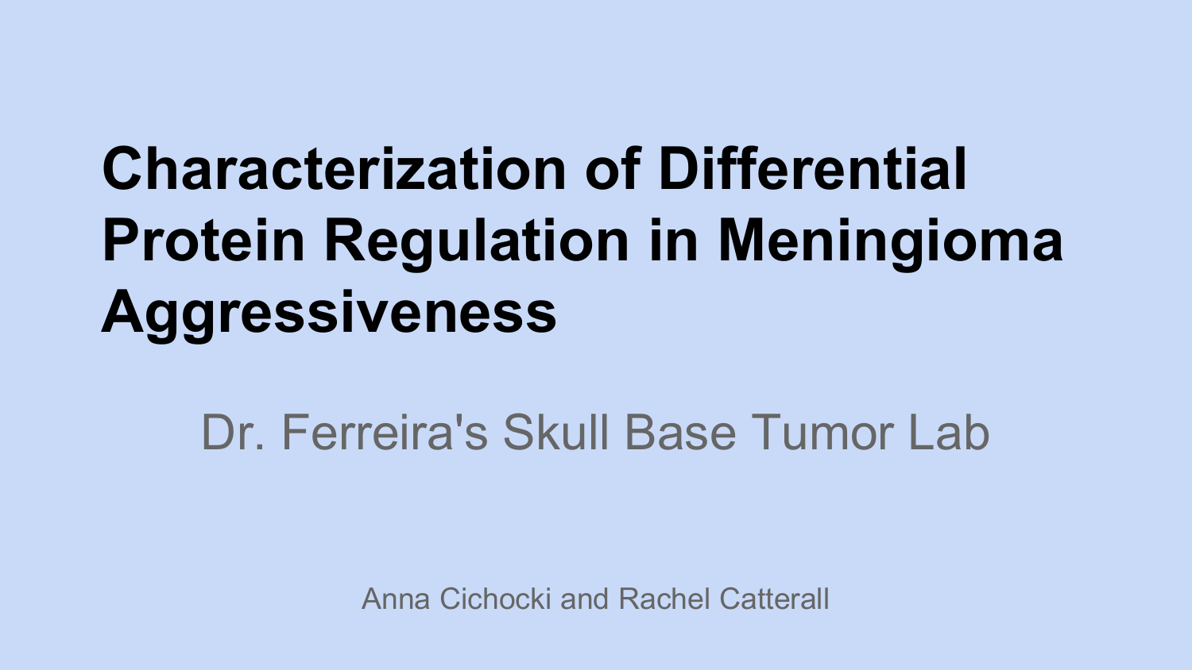# Characterization of Differential Protein Regulation in Meningioma Aggressiveness

Dr. Ferreira's Skull Base Tumor Lab

Anna Cichocki and Rachel Catterall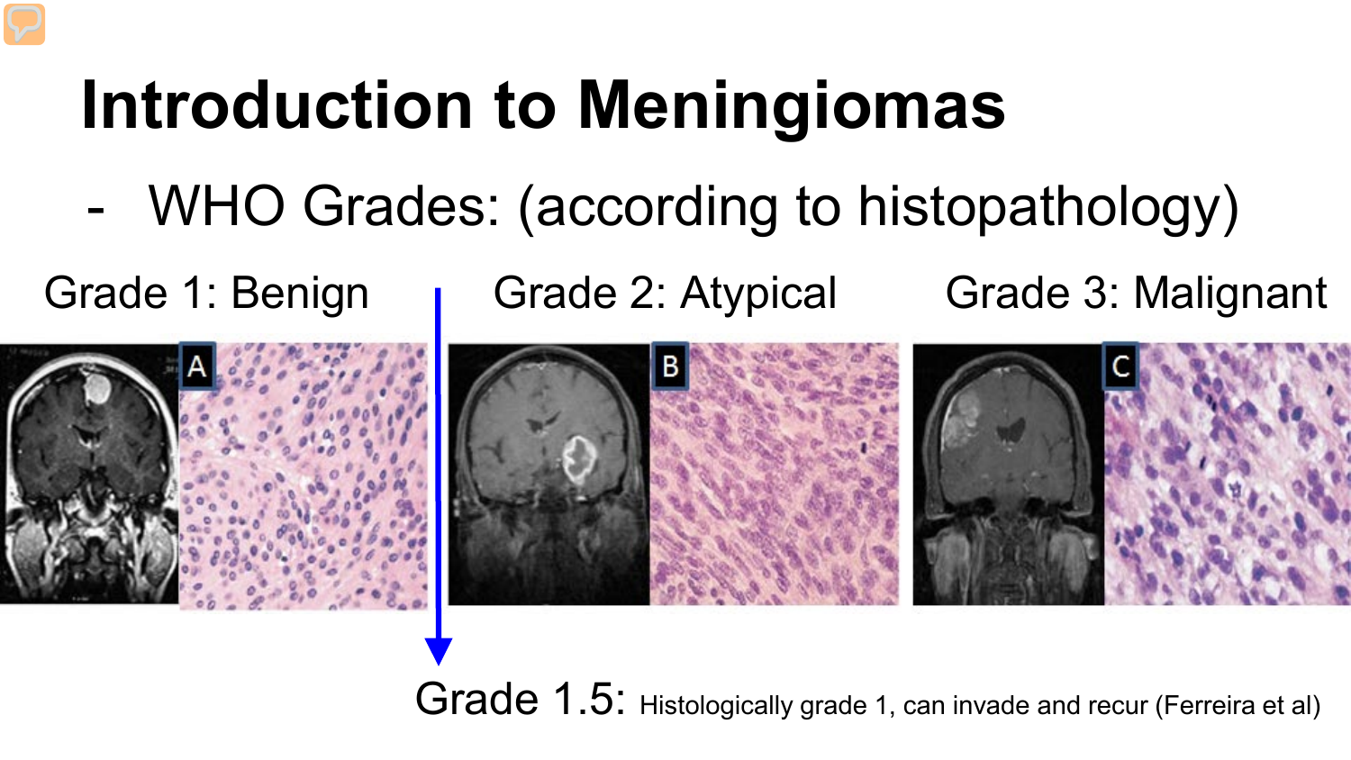# Introduction to Meningiomas

- WHO Grades: (according to histopathology)

Grade 1: Benign

Grade 2: Atypical

Grade 3: Malignant

A

B

C

Grade 1.5: Histologically grade 1, can invade and recur (Ferreira et al)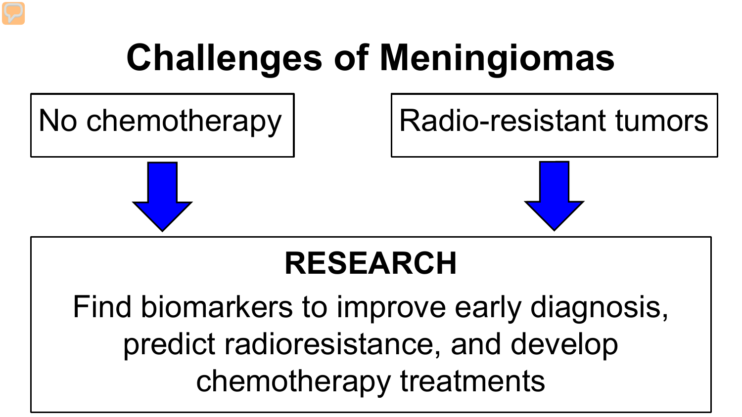# Challenges of Meningiomas

No chemotherapy

Radio-resistant tumors

**RESEARCH**

Find biomarkers to improve early diagnosis, predict radioresistance, and develop chemotherapy treatments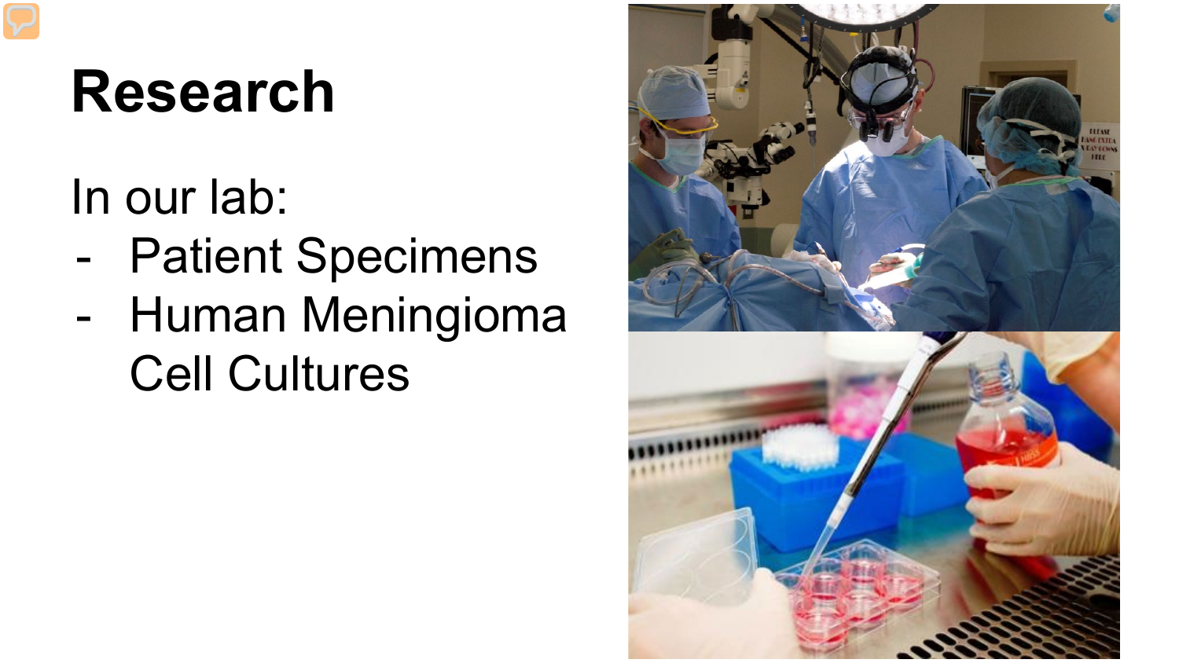# Research

In our lab:

- Patient Specimens
- Human Meningioma Cell Cultures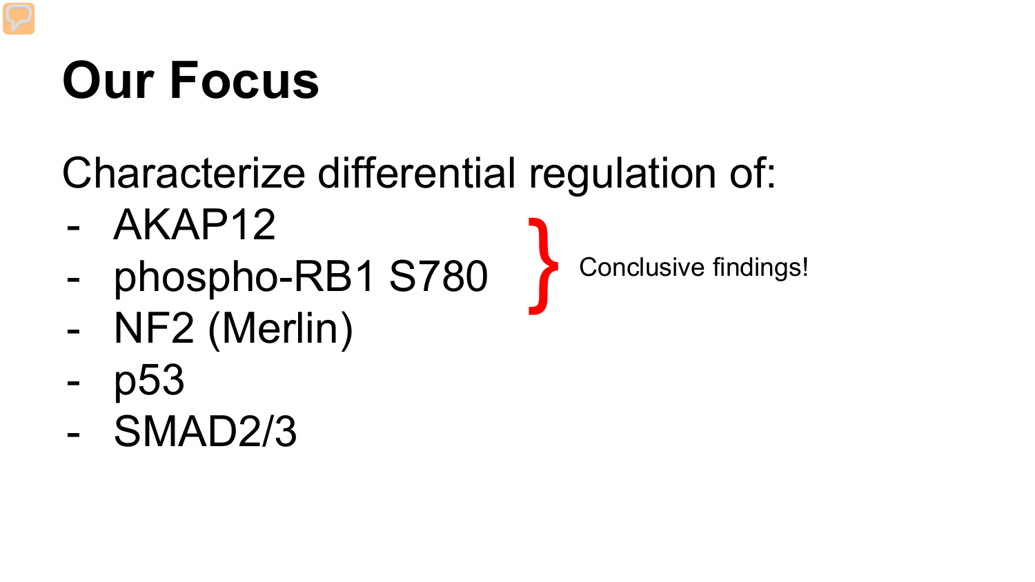# Our Focus

Characterize differential regulation of:

- AKAP12
- phospho-RB1 S780
- NF2 (Merlin)
- p53
- SMAD2/3

} Conclusive findings!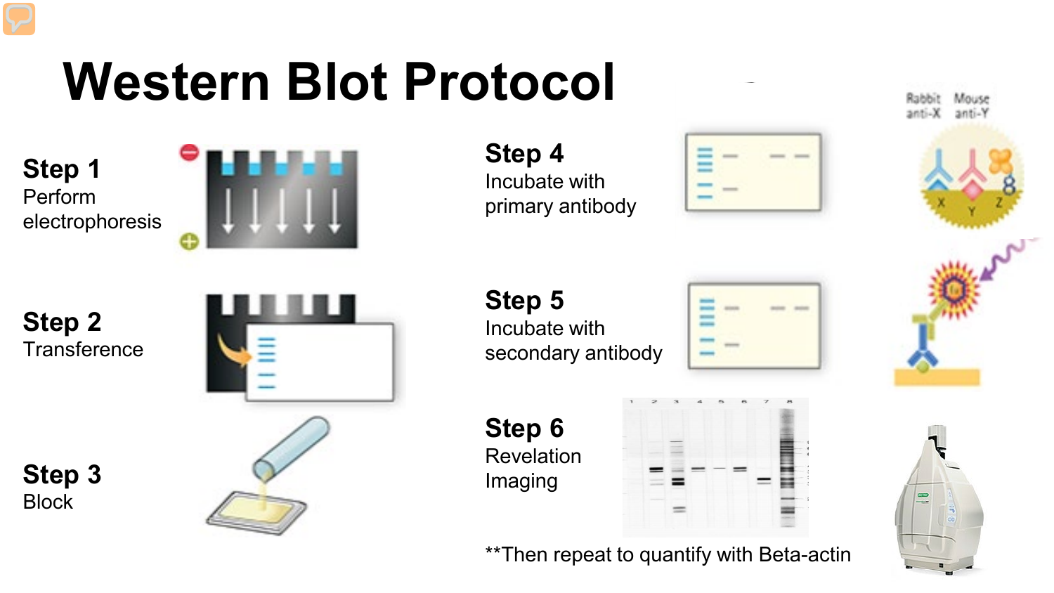# Western Blot Protocol

**Step 1**
Perform electrophoresis

**Step 2**
Transference

**Step 3**
Block

**Step 4**
Incubate with primary antibody

**Step 5**
Incubate with secondary antibody

**Step 6**
Revelation
Imaging

**Then repeat to quantify with Beta-actin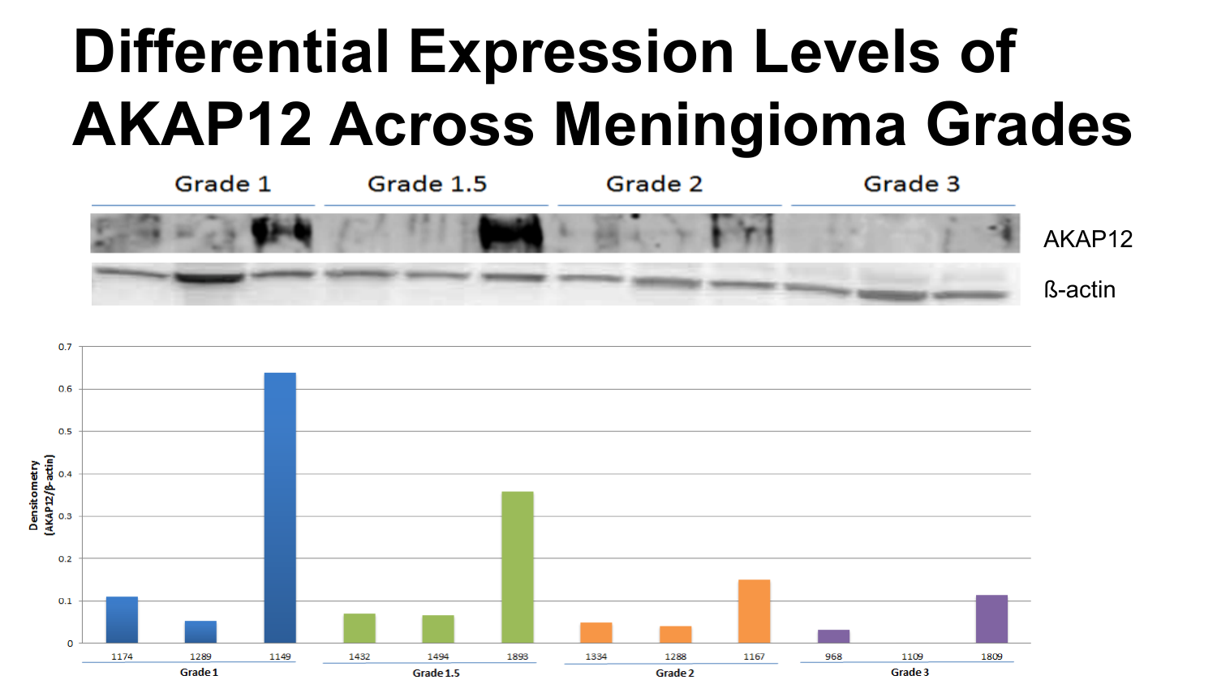# Differential Expression Levels of AKAP12 Across Meningioma Grades

Grade 1 | Grade 1.5 | Grade 2 | Grade 3

AKAP12

ß-actin

Densitometry (AKAP12/β-actin)

0.7, 0.6, 0.5, 0.4, 0.3, 0.2, 0.1, 0

1174, 1289, 1149 — Grade 1

1432, 1494, 1893 — Grade 1.5

1334, 1288, 1167 — Grade 2

968, 1109, 1809 — Grade 3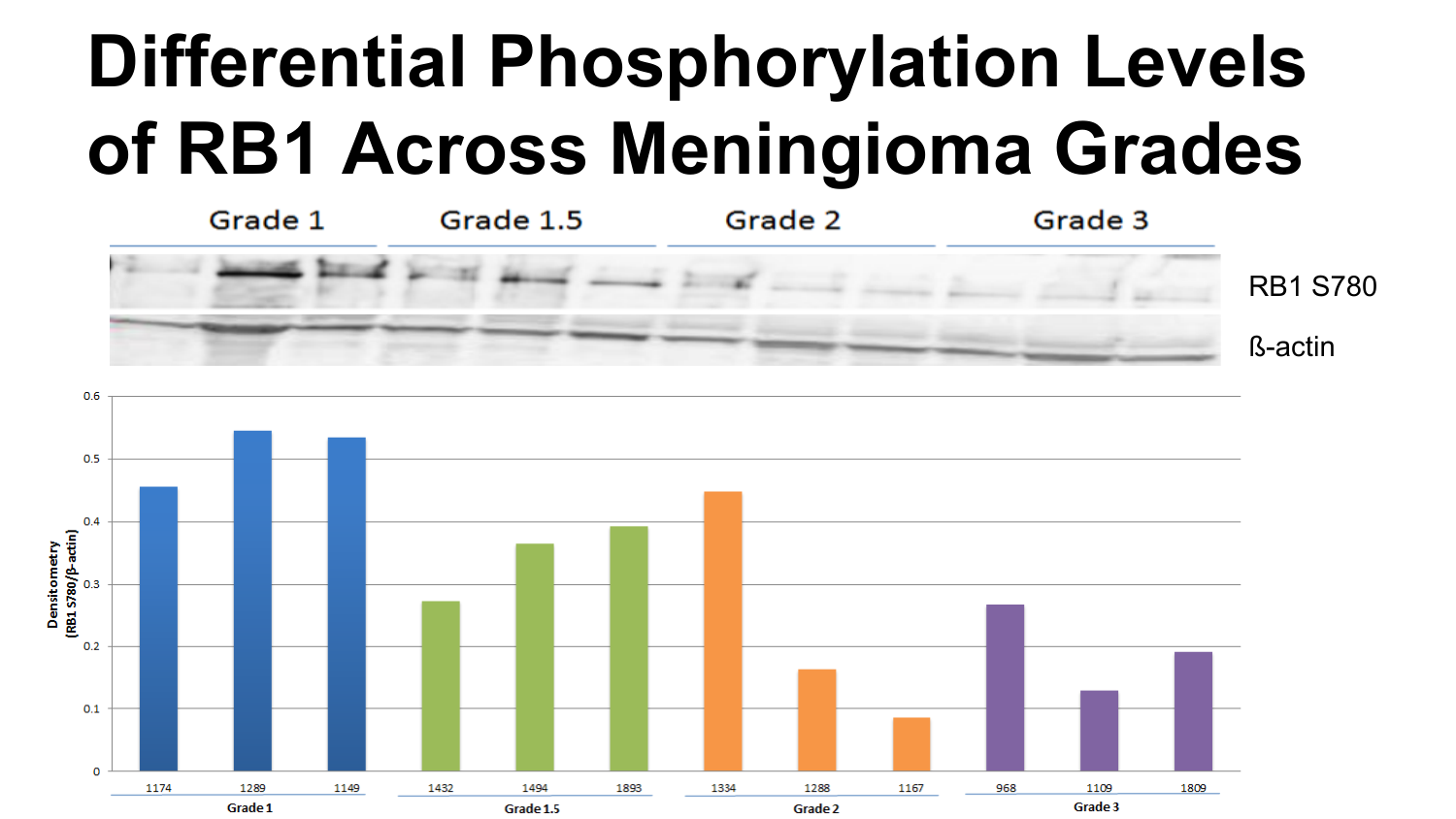# Differential Phosphorylation Levels of RB1 Across Meningioma Grades

Grade 1 | Grade 1.5 | Grade 2 | Grade 3

RB1 S780

ß-actin

Densitometry (RB1 S780/ß-actin)

| Grade | Sample | Densitometry (RB1 S780/ß-actin) |
|---|---|---|
| Grade 1 | 1174 | ~0.455 |
| Grade 1 | 1289 | ~0.545 |
| Grade 1 | 1149 | ~0.535 |
| Grade 1.5 | 1432 | ~0.27 |
| Grade 1.5 | 1494 | ~0.365 |
| Grade 1.5 | 1893 | ~0.39 |
| Grade 2 | 1334 | ~0.445 |
| Grade 2 | 1288 | ~0.16 |
| Grade 2 | 1167 | ~0.085 |
| Grade 3 | 968 | ~0.265 |
| Grade 3 | 1109 | ~0.13 |
| Grade 3 | 1809 | ~0.19 |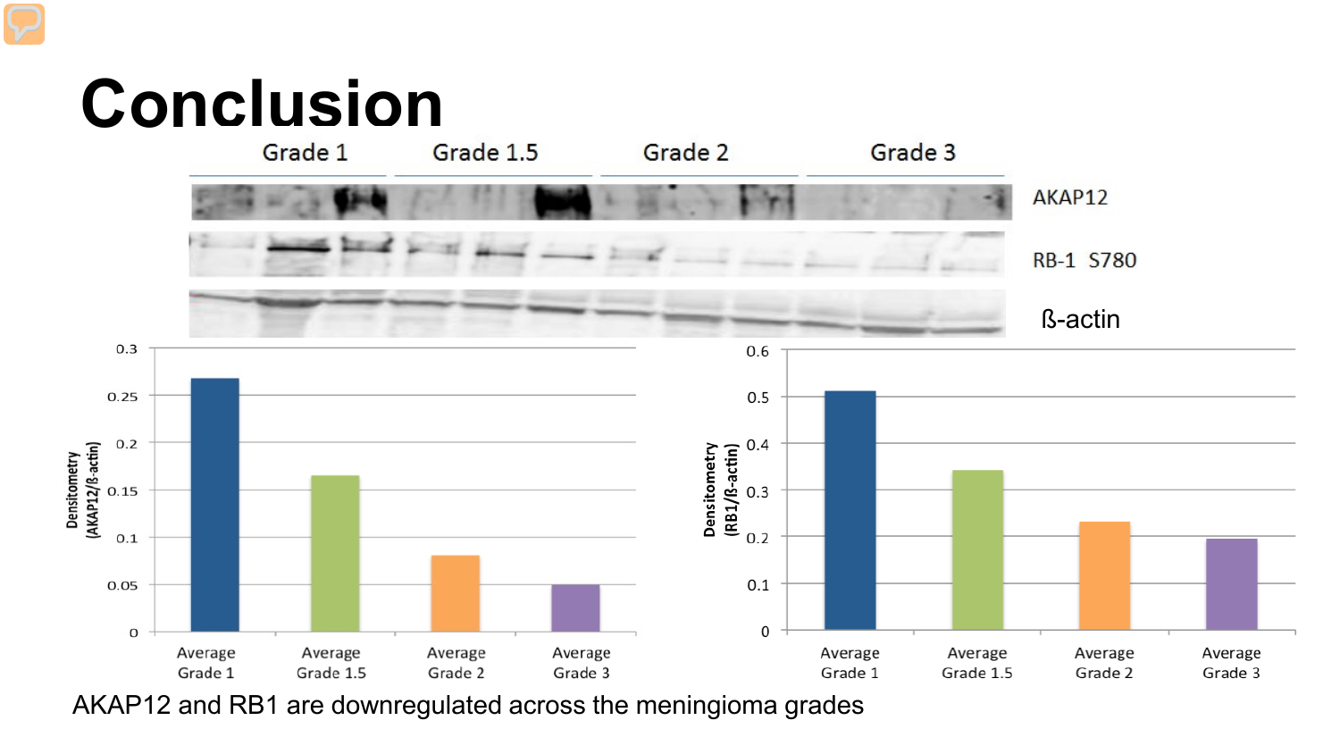# Conclusion

AKAP12 and RB1 are downregulated across the meningioma grades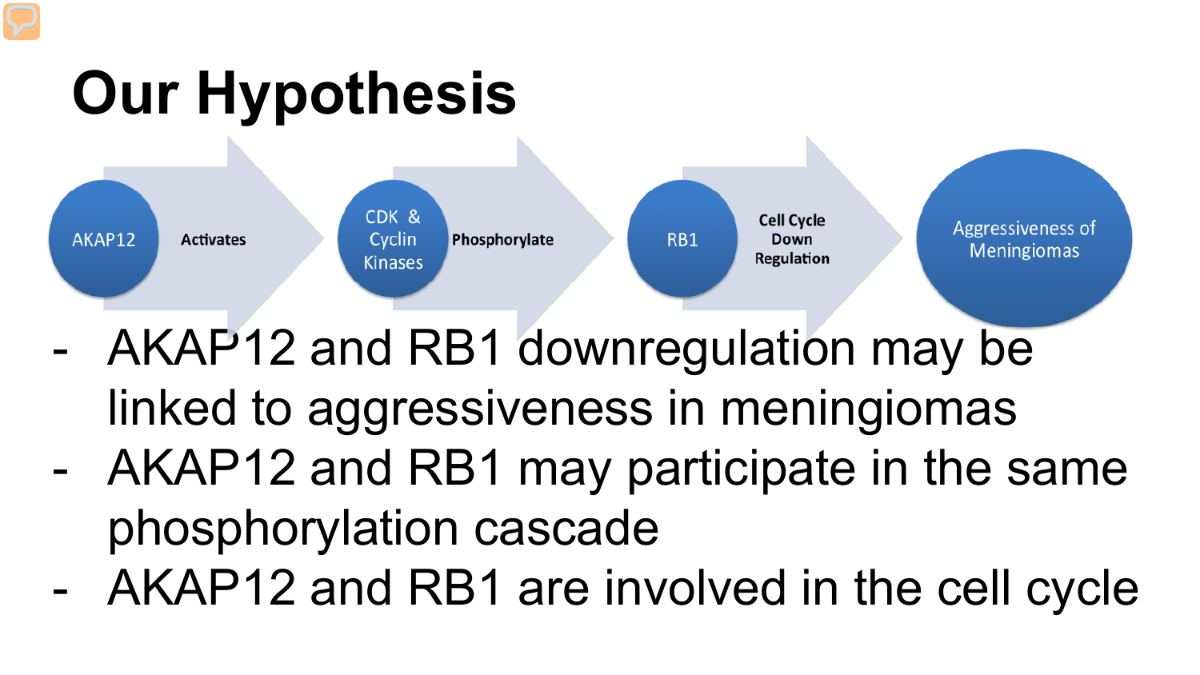# Our Hypothesis

AKAP12 → Activates → CDK & Cyclin Kinases → Phosphorylate → RB1 → Cell Cycle Down Regulation → Aggressiveness of Meningiomas

- AKAP12 and RB1 downregulation may be linked to aggressiveness in meningiomas
- AKAP12 and RB1 may participate in the same phosphorylation cascade
- AKAP12 and RB1 are involved in the cell cycle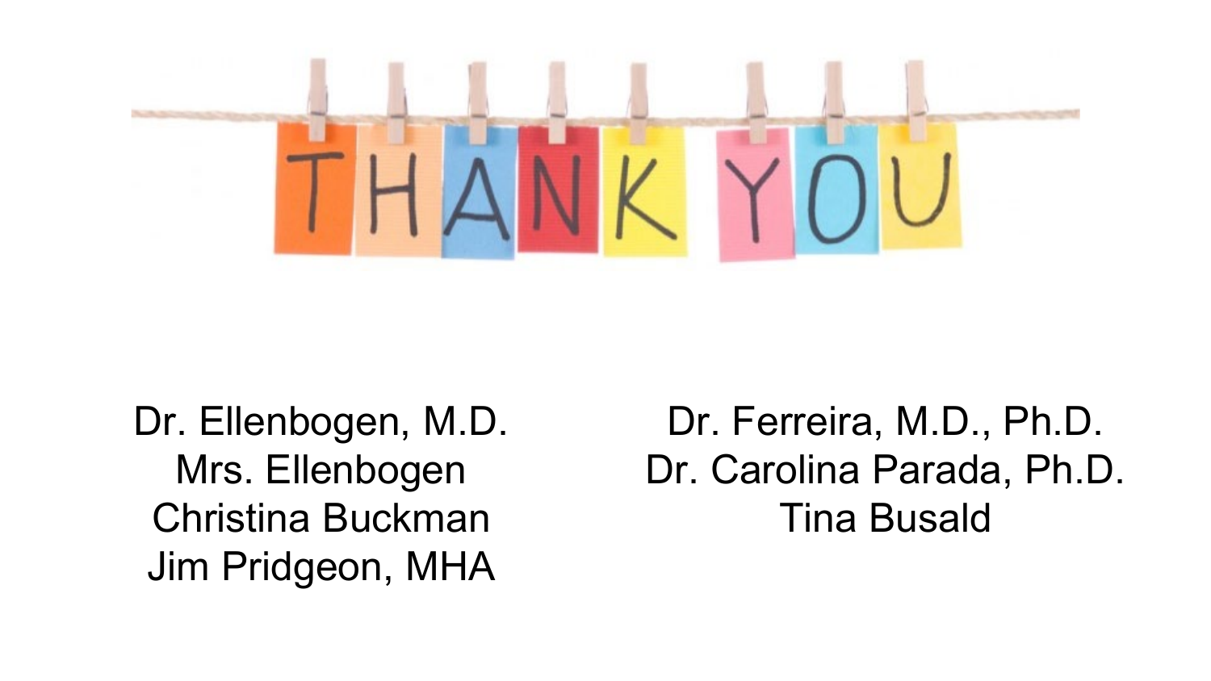THANK YOU

Dr. Ellenbogen, M.D.
Mrs. Ellenbogen
Christina Buckman
Jim Pridgeon, MHA

Dr. Ferreira, M.D., Ph.D.
Dr. Carolina Parada, Ph.D.
Tina Busald